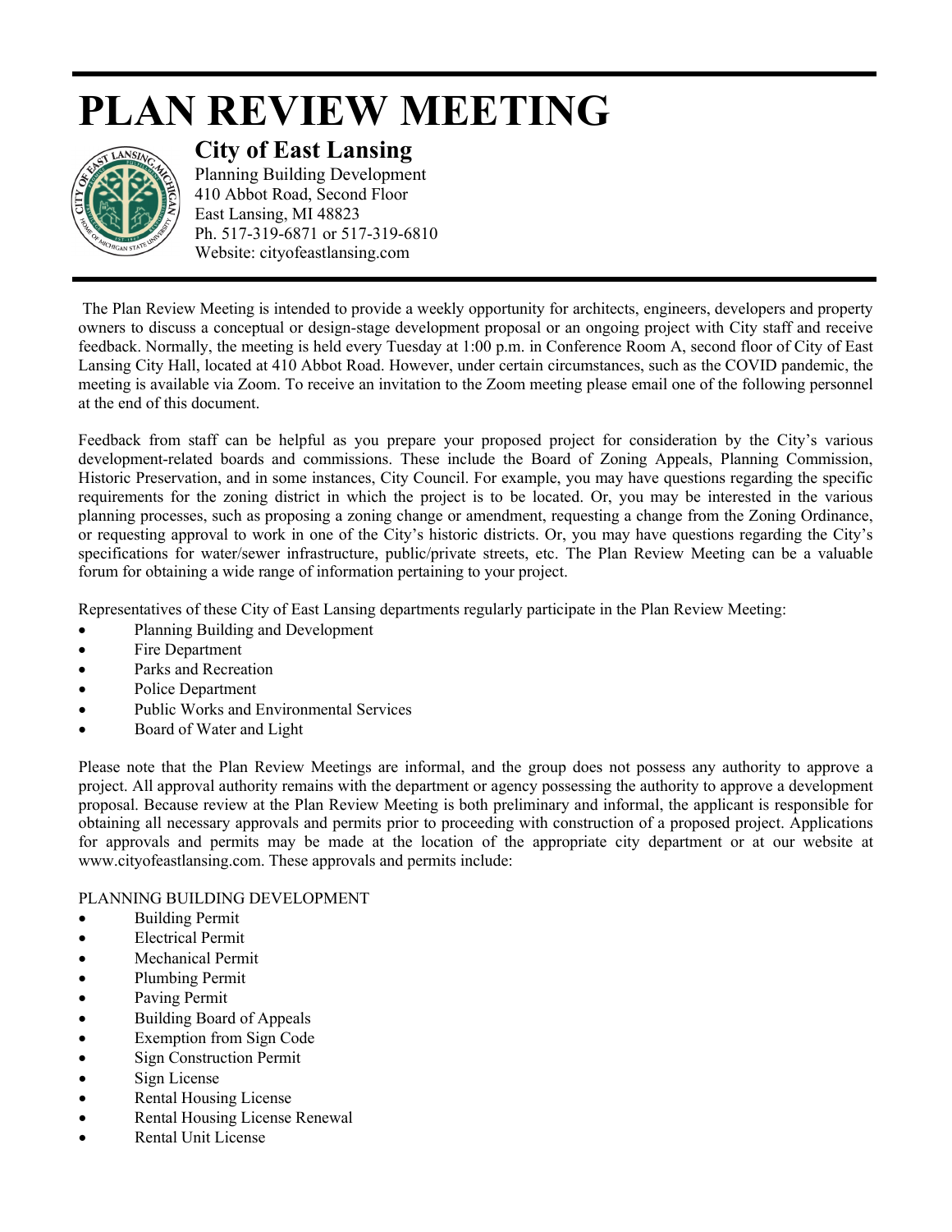# PLAN REVIEW MEETING

## City of East Lansing

Planning Building Development
410 Abbot Road, Second Floor
East Lansing, MI 48823
Ph. 517-319-6871 or 517-319-6810
Website: cityofeastlansing.com

The Plan Review Meeting is intended to provide a weekly opportunity for architects, engineers, developers and property owners to discuss a conceptual or design-stage development proposal or an ongoing project with City staff and receive feedback. Normally, the meeting is held every Tuesday at 1:00 p.m. in Conference Room A, second floor of City of East Lansing City Hall, located at 410 Abbot Road. However, under certain circumstances, such as the COVID pandemic, the meeting is available via Zoom. To receive an invitation to the Zoom meeting please email one of the following personnel at the end of this document.

Feedback from staff can be helpful as you prepare your proposed project for consideration by the City's various development-related boards and commissions. These include the Board of Zoning Appeals, Planning Commission, Historic Preservation, and in some instances, City Council. For example, you may have questions regarding the specific requirements for the zoning district in which the project is to be located. Or, you may be interested in the various planning processes, such as proposing a zoning change or amendment, requesting a change from the Zoning Ordinance, or requesting approval to work in one of the City's historic districts. Or, you may have questions regarding the City's specifications for water/sewer infrastructure, public/private streets, etc. The Plan Review Meeting can be a valuable forum for obtaining a wide range of information pertaining to your project.

Representatives of these City of East Lansing departments regularly participate in the Plan Review Meeting:

- Planning Building and Development
- Fire Department
- Parks and Recreation
- Police Department
- Public Works and Environmental Services
- Board of Water and Light

Please note that the Plan Review Meetings are informal, and the group does not possess any authority to approve a project. All approval authority remains with the department or agency possessing the authority to approve a development proposal. Because review at the Plan Review Meeting is both preliminary and informal, the applicant is responsible for obtaining all necessary approvals and permits prior to proceeding with construction of a proposed project. Applications for approvals and permits may be made at the location of the appropriate city department or at our website at www.cityofeastlansing.com. These approvals and permits include:

PLANNING BUILDING DEVELOPMENT

- Building Permit
- Electrical Permit
- Mechanical Permit
- Plumbing Permit
- Paving Permit
- Building Board of Appeals
- Exemption from Sign Code
- Sign Construction Permit
- Sign License
- Rental Housing License
- Rental Housing License Renewal
- Rental Unit License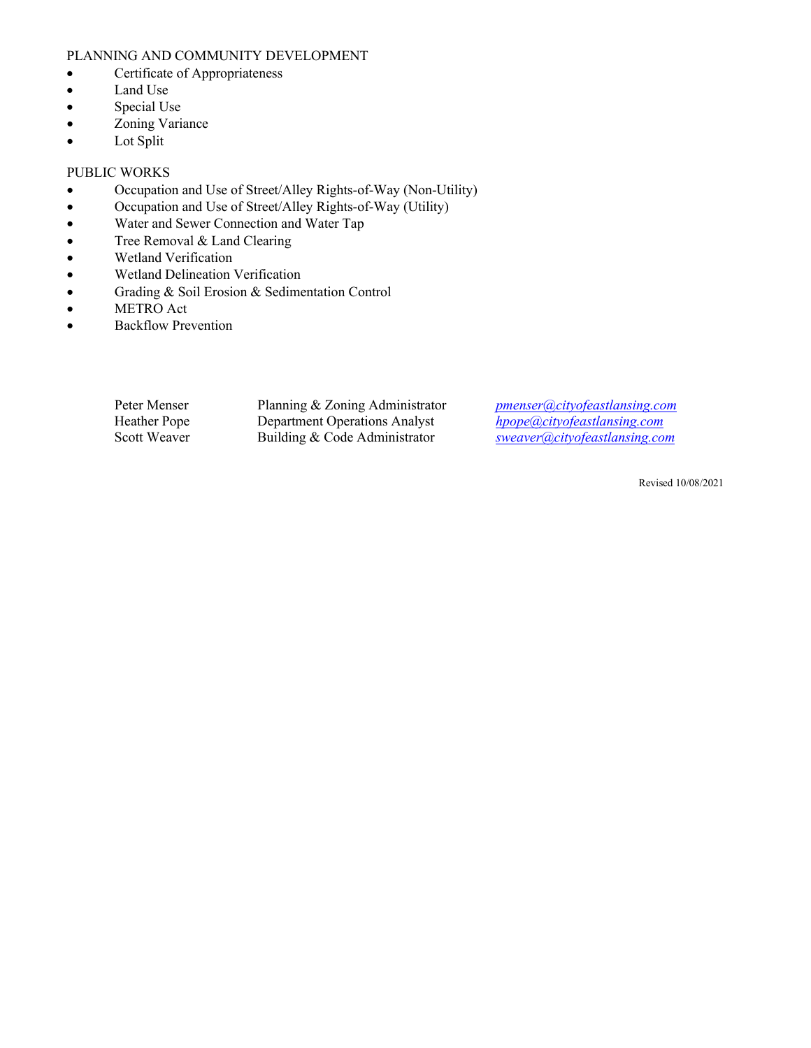PLANNING AND COMMUNITY DEVELOPMENT

- Certificate of Appropriateness
- Land Use
- Special Use
- Zoning Variance
- Lot Split

PUBLIC WORKS

- Occupation and Use of Street/Alley Rights-of-Way (Non-Utility)
- Occupation and Use of Street/Alley Rights-of-Way (Utility)
- Water and Sewer Connection and Water Tap
- Tree Removal & Land Clearing
- Wetland Verification
- Wetland Delineation Verification
- Grading & Soil Erosion & Sedimentation Control
- METRO Act
- Backflow Prevention

| | | |
|---|---|---|
| Peter Menser | Planning & Zoning Administrator | pmenser@cityofeastlansing.com |
| Heather Pope | Department Operations Analyst | hpope@cityofeastlansing.com |
| Scott Weaver | Building & Code Administrator | sweaver@cityofeastlansing.com |

Revised 10/08/2021